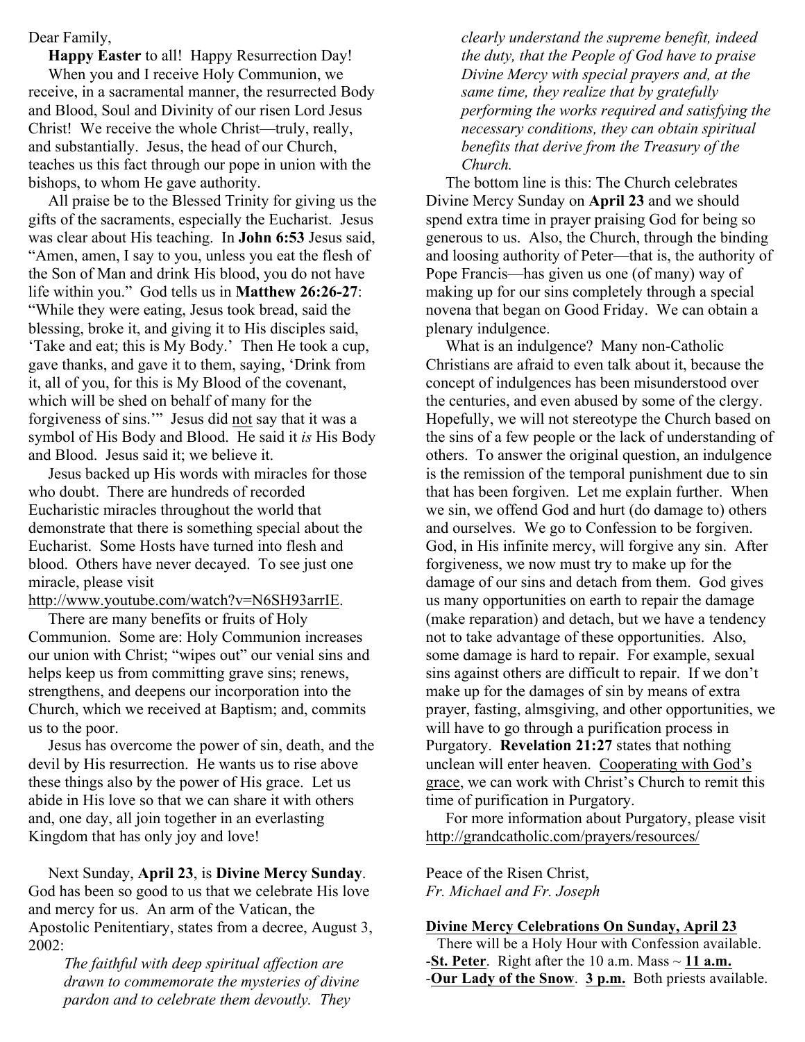Dear Family,

**Happy Easter** to all! Happy Resurrection Day!

When you and I receive Holy Communion, we receive, in a sacramental manner, the resurrected Body and Blood, Soul and Divinity of our risen Lord Jesus Christ! We receive the whole Christ—truly, really, and substantially. Jesus, the head of our Church, teaches us this fact through our pope in union with the bishops, to whom He gave authority.

All praise be to the Blessed Trinity for giving us the gifts of the sacraments, especially the Eucharist. Jesus was clear about His teaching. In **John 6:53** Jesus said, "Amen, amen, I say to you, unless you eat the flesh of the Son of Man and drink His blood, you do not have life within you." God tells us in **Matthew 26:26-27**: "While they were eating, Jesus took bread, said the blessing, broke it, and giving it to His disciples said, 'Take and eat; this is My Body.' Then He took a cup, gave thanks, and gave it to them, saying, 'Drink from it, all of you, for this is My Blood of the covenant, which will be shed on behalf of many for the forgiveness of sins.'" Jesus did <u>not</u> say that it was a symbol of His Body and Blood. He said it *is* His Body and Blood. Jesus said it; we believe it.

Jesus backed up His words with miracles for those who doubt. There are hundreds of recorded Eucharistic miracles throughout the world that demonstrate that there is something special about the Eucharist. Some Hosts have turned into flesh and blood. Others have never decayed. To see just one miracle, please visit http://www.youtube.com/watch?v=N6SH93arrIE.

There are many benefits or fruits of Holy Communion. Some are: Holy Communion increases our union with Christ; "wipes out" our venial sins and helps keep us from committing grave sins; renews, strengthens, and deepens our incorporation into the Church, which we received at Baptism; and, commits us to the poor.

Jesus has overcome the power of sin, death, and the devil by His resurrection. He wants us to rise above these things also by the power of His grace. Let us abide in His love so that we can share it with others and, one day, all join together in an everlasting Kingdom that has only joy and love!

Next Sunday, **April 23**, is **Divine Mercy Sunday**. God has been so good to us that we celebrate His love and mercy for us. An arm of the Vatican, the Apostolic Penitentiary, states from a decree, August 3, 2002:

> *The faithful with deep spiritual affection are drawn to commemorate the mysteries of divine pardon and to celebrate them devoutly. They clearly understand the supreme benefit, indeed the duty, that the People of God have to praise Divine Mercy with special prayers and, at the same time, they realize that by gratefully performing the works required and satisfying the necessary conditions, they can obtain spiritual benefits that derive from the Treasury of the Church.*

The bottom line is this: The Church celebrates Divine Mercy Sunday on **April 23** and we should spend extra time in prayer praising God for being so generous to us. Also, the Church, through the binding and loosing authority of Peter—that is, the authority of Pope Francis—has given us one (of many) way of making up for our sins completely through a special novena that began on Good Friday. We can obtain a plenary indulgence.

What is an indulgence? Many non-Catholic Christians are afraid to even talk about it, because the concept of indulgences has been misunderstood over the centuries, and even abused by some of the clergy. Hopefully, we will not stereotype the Church based on the sins of a few people or the lack of understanding of others. To answer the original question, an indulgence is the remission of the temporal punishment due to sin that has been forgiven. Let me explain further. When we sin, we offend God and hurt (do damage to) others and ourselves. We go to Confession to be forgiven. God, in His infinite mercy, will forgive any sin. After forgiveness, we now must try to make up for the damage of our sins and detach from them. God gives us many opportunities on earth to repair the damage (make reparation) and detach, but we have a tendency not to take advantage of these opportunities. Also, some damage is hard to repair. For example, sexual sins against others are difficult to repair. If we don't make up for the damages of sin by means of extra prayer, fasting, almsgiving, and other opportunities, we will have to go through a purification process in Purgatory. **Revelation 21:27** states that nothing unclean will enter heaven. <u>Cooperating with God's grace</u>, we can work with Christ's Church to remit this time of purification in Purgatory.

For more information about Purgatory, please visit http://grandcatholic.com/prayers/resources/

Peace of the Risen Christ,
*Fr. Michael and Fr. Joseph*

**<u>Divine Mercy Celebrations On Sunday, April 23</u>**

There will be a Holy Hour with Confession available.

- **<u>St. Peter</u>**. Right after the 10 a.m. Mass ~ **<u>11 a.m.</u>**
- **<u>Our Lady of the Snow</u>**. **<u>3 p.m.</u>** Both priests available.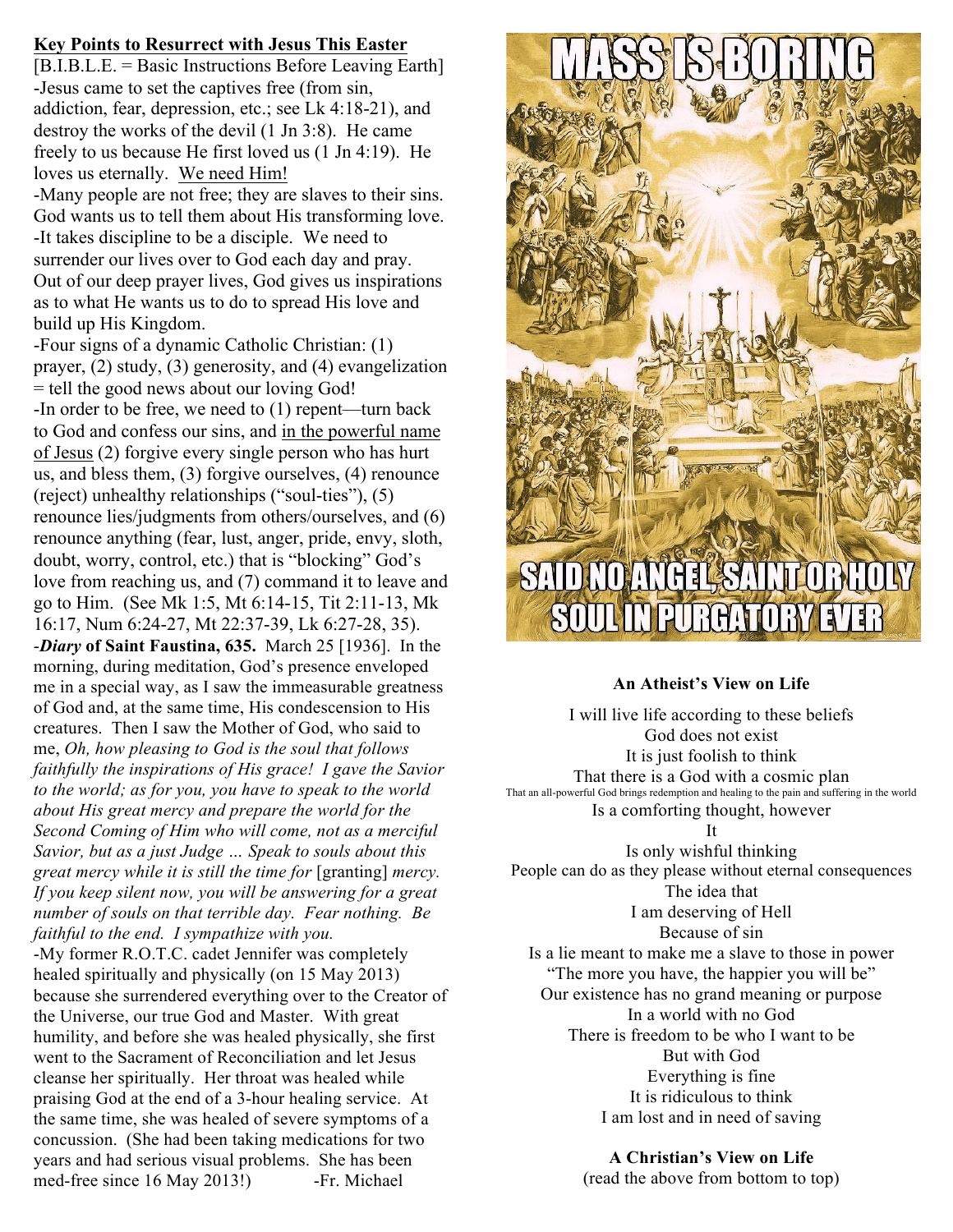## Key Points to Resurrect with Jesus This Easter

[B.I.B.L.E. = Basic Instructions Before Leaving Earth]

-Jesus came to set the captives free (from sin, addiction, fear, depression, etc.; see Lk 4:18-21), and destroy the works of the devil (1 Jn 3:8). He came freely to us because He first loved us (1 Jn 4:19). He loves us eternally. We need Him!

-Many people are not free; they are slaves to their sins. God wants us to tell them about His transforming love.

-It takes discipline to be a disciple. We need to surrender our lives over to God each day and pray. Out of our deep prayer lives, God gives us inspirations as to what He wants us to do to spread His love and build up His Kingdom.

-Four signs of a dynamic Catholic Christian: (1) prayer, (2) study, (3) generosity, and (4) evangelization = tell the good news about our loving God!

-In order to be free, we need to (1) repent—turn back to God and confess our sins, and in the powerful name of Jesus (2) forgive every single person who has hurt us, and bless them, (3) forgive ourselves, (4) renounce (reject) unhealthy relationships ("soul-ties"), (5) renounce lies/judgments from others/ourselves, and (6) renounce anything (fear, lust, anger, pride, envy, sloth, doubt, worry, control, etc.) that is "blocking" God's love from reaching us, and (7) command it to leave and go to Him. (See Mk 1:5, Mt 6:14-15, Tit 2:11-13, Mk 16:17, Num 6:24-27, Mt 22:37-39, Lk 6:27-28, 35).

-***Diary* of Saint Faustina, 635.** March 25 [1936]. In the morning, during meditation, God's presence enveloped me in a special way, as I saw the immeasurable greatness of God and, at the same time, His condescension to His creatures. Then I saw the Mother of God, who said to me, *Oh, how pleasing to God is the soul that follows faithfully the inspirations of His grace! I gave the Savior to the world; as for you, you have to speak to the world about His great mercy and prepare the world for the Second Coming of Him who will come, not as a merciful Savior, but as a just Judge … Speak to souls about this great mercy while it is still the time for* [granting] *mercy. If you keep silent now, you will be answering for a great number of souls on that terrible day. Fear nothing. Be faithful to the end. I sympathize with you.*

-My former R.O.T.C. cadet Jennifer was completely healed spiritually and physically (on 15 May 2013) because she surrendered everything over to the Creator of the Universe, our true God and Master. With great humility, and before she was healed physically, she first went to the Sacrament of Reconciliation and let Jesus cleanse her spiritually. Her throat was healed while praising God at the end of a 3-hour healing service. At the same time, she was healed of severe symptoms of a concussion. (She had been taking medications for two years and had serious visual problems. She has been med-free since 16 May 2013!) -Fr. Michael

MASS IS BORING

SAID NO ANGEL, SAINT OR HOLY SOUL IN PURGATORY EVER

**An Atheist's View on Life**

I will live life according to these beliefs
God does not exist
It is just foolish to think
That there is a God with a cosmic plan
That an all-powerful God brings redemption and healing to the pain and suffering in the world
Is a comforting thought, however
It
Is only wishful thinking
People can do as they please without eternal consequences
The idea that
I am deserving of Hell
Because of sin
Is a lie meant to make me a slave to those in power
"The more you have, the happier you will be"
Our existence has no grand meaning or purpose
In a world with no God
There is freedom to be who I want to be
But with God
Everything is fine
It is ridiculous to think
I am lost and in need of saving

**A Christian's View on Life**

(read the above from bottom to top)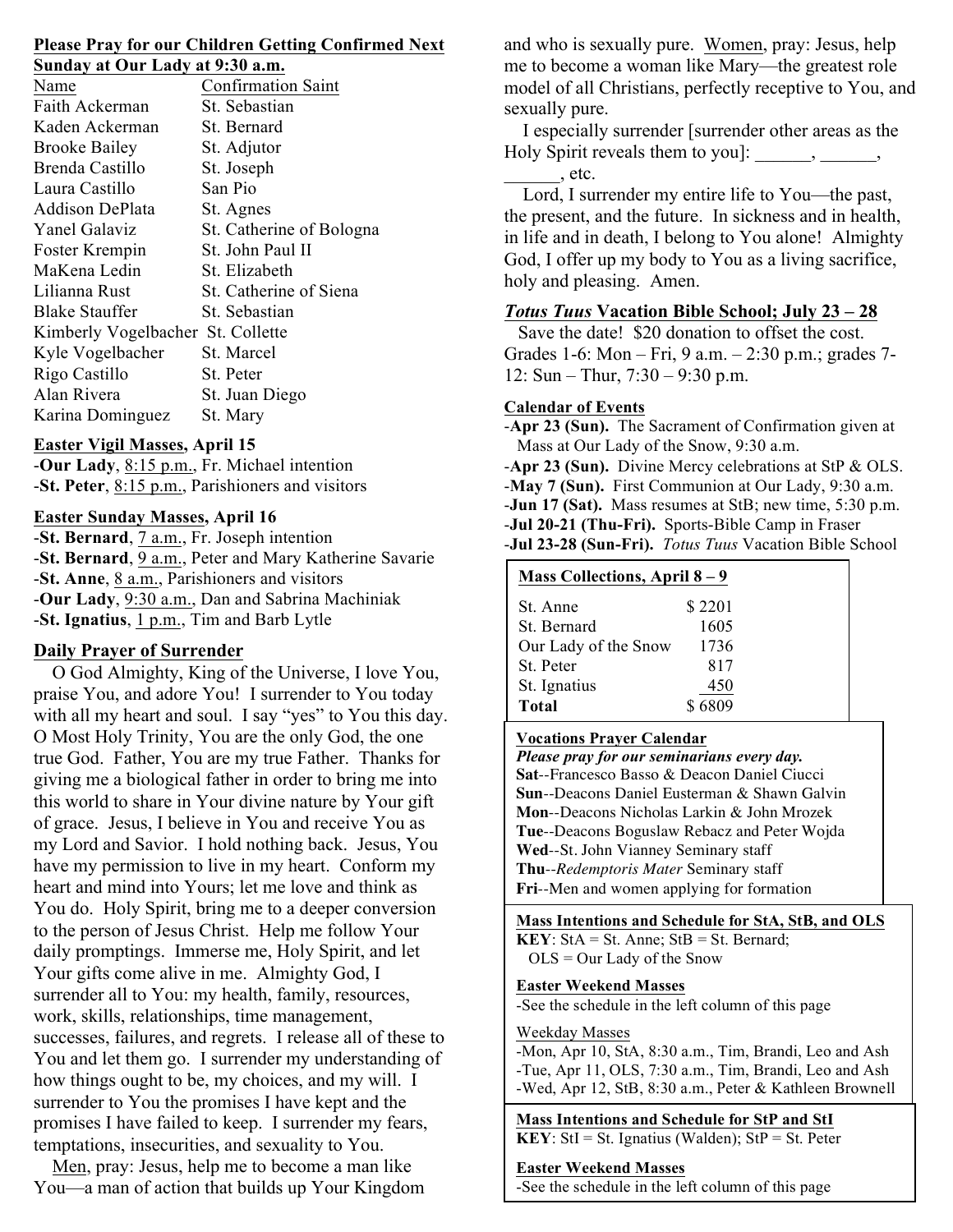**Please Pray for our Children Getting Confirmed Next Sunday at Our Lady at 9:30 a.m.**

| Name | Confirmation Saint |
|---|---|
| Faith Ackerman | St. Sebastian |
| Kaden Ackerman | St. Bernard |
| Brooke Bailey | St. Adjutor |
| Brenda Castillo | St. Joseph |
| Laura Castillo | San Pio |
| Addison DePlata | St. Agnes |
| Yanel Galaviz | St. Catherine of Bologna |
| Foster Krempin | St. John Paul II |
| MaKena Ledin | St. Elizabeth |
| Lilianna Rust | St. Catherine of Siena |
| Blake Stauffer | St. Sebastian |
| Kimberly Vogelbacher | St. Collette |
| Kyle Vogelbacher | St. Marcel |
| Rigo Castillo | St. Peter |
| Alan Rivera | St. Juan Diego |
| Karina Dominguez | St. Mary |

**Easter Vigil Masses, April 15**

-**Our Lady**, 8:15 p.m., Fr. Michael intention
-**St. Peter**, 8:15 p.m., Parishioners and visitors

**Easter Sunday Masses, April 16**

-**St. Bernard**, 7 a.m., Fr. Joseph intention
-**St. Bernard**, 9 a.m., Peter and Mary Katherine Savarie
-**St. Anne**, 8 a.m., Parishioners and visitors
-**Our Lady**, 9:30 a.m., Dan and Sabrina Machiniak
-**St. Ignatius**, 1 p.m., Tim and Barb Lytle

## Daily Prayer of Surrender

O God Almighty, King of the Universe, I love You, praise You, and adore You! I surrender to You today with all my heart and soul. I say "yes" to You this day. O Most Holy Trinity, You are the only God, the one true God. Father, You are my true Father. Thanks for giving me a biological father in order to bring me into this world to share in Your divine nature by Your gift of grace. Jesus, I believe in You and receive You as my Lord and Savior. I hold nothing back. Jesus, You have my permission to live in my heart. Conform my heart and mind into Yours; let me love and think as You do. Holy Spirit, bring me to a deeper conversion to the person of Jesus Christ. Help me follow Your daily promptings. Immerse me, Holy Spirit, and let Your gifts come alive in me. Almighty God, I surrender all to You: my health, family, resources, work, skills, relationships, time management, successes, failures, and regrets. I release all of these to You and let them go. I surrender my understanding of how things ought to be, my choices, and my will. I surrender to You the promises I have kept and the promises I have failed to keep. I surrender my fears, temptations, insecurities, and sexuality to You.

Men, pray: Jesus, help me to become a man like You—a man of action that builds up Your Kingdom and who is sexually pure. Women, pray: Jesus, help me to become a woman like Mary—the greatest role model of all Christians, perfectly receptive to You, and sexually pure.

I especially surrender [surrender other areas as the Holy Spirit reveals them to you]: ______, ______, ______, etc.

Lord, I surrender my entire life to You—the past, the present, and the future. In sickness and in health, in life and in death, I belong to You alone! Almighty God, I offer up my body to You as a living sacrifice, holy and pleasing. Amen.

## *Totus Tuus* Vacation Bible School; July 23 – 28

Save the date! $20 donation to offset the cost. Grades 1-6: Mon – Fri, 9 a.m. – 2:30 p.m.; grades 7-12: Sun – Thur, 7:30 – 9:30 p.m.

**Calendar of Events**

-**Apr 23 (Sun).** The Sacrament of Confirmation given at Mass at Our Lady of the Snow, 9:30 a.m.
-**Apr 23 (Sun).** Divine Mercy celebrations at StP & OLS.
-**May 7 (Sun).** First Communion at Our Lady, 9:30 a.m.
-**Jun 17 (Sat).** Mass resumes at StB; new time, 5:30 p.m.
-**Jul 20-21 (Thu-Fri).** Sports-Bible Camp in Fraser
-**Jul 23-28 (Sun-Fri).** *Totus Tuus* Vacation Bible School

**Mass Collections, April 8 – 9**

| | |
|---|---|
| St. Anne | $ 2201 |
| St. Bernard | 1605 |
| Our Lady of the Snow | 1736 |
| St. Peter | 817 |
| St. Ignatius | 450 |
| **Total** | $ 6809 |

**Vocations Prayer Calendar**

***Please pray for our seminarians every day.***

**Sat**--Francesco Basso & Deacon Daniel Ciucci
**Sun**--Deacons Daniel Eusterman & Shawn Galvin
**Mon**--Deacons Nicholas Larkin & John Mrozek
**Tue**--Deacons Boguslaw Rebacz and Peter Wojda
**Wed**--St. John Vianney Seminary staff
**Thu**--*Redemptoris Mater* Seminary staff
**Fri**--Men and women applying for formation

**Mass Intentions and Schedule for StA, StB, and OLS**

**KEY**: StA = St. Anne; StB = St. Bernard; OLS = Our Lady of the Snow

**Easter Weekend Masses**

-See the schedule in the left column of this page

Weekday Masses

-Mon, Apr 10, StA, 8:30 a.m., Tim, Brandi, Leo and Ash
-Tue, Apr 11, OLS, 7:30 a.m., Tim, Brandi, Leo and Ash
-Wed, Apr 12, StB, 8:30 a.m., Peter & Kathleen Brownell

**Mass Intentions and Schedule for StP and StI**

**KEY**: StI = St. Ignatius (Walden); StP = St. Peter

**Easter Weekend Masses**

-See the schedule in the left column of this page